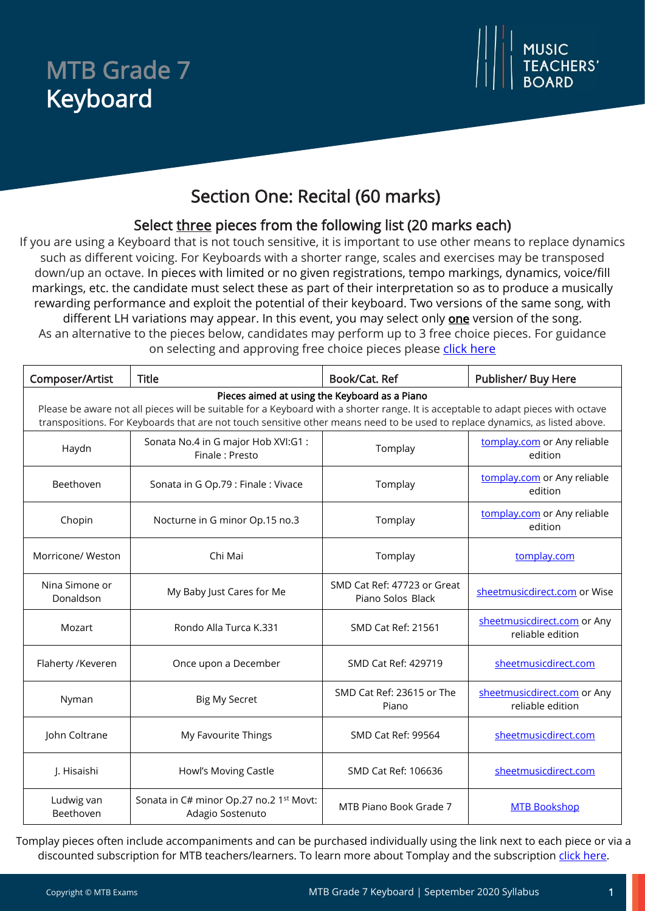# MTB Grade 7
# Keyboard

MUSIC TEACHERS' BOARD

## Section One: Recital (60 marks)

### Select three pieces from the following list (20 marks each)

If you are using a Keyboard that is not touch sensitive, it is important to use other means to replace dynamics such as different voicing. For Keyboards with a shorter range, scales and exercises may be transposed down/up an octave. In pieces with limited or no given registrations, tempo markings, dynamics, voice/fill markings, etc. the candidate must select these as part of their interpretation so as to produce a musically rewarding performance and exploit the potential of their keyboard. Two versions of the same song, with different LH variations may appear. In this event, you may select only **one** version of the song.
As an alternative to the pieces below, candidates may perform up to 3 free choice pieces. For guidance on selecting and approving free choice pieces please click here

| Composer/Artist | Title | Book/Cat. Ref | Publisher/ Buy Here |
|---|---|---|---|
| **Pieces aimed at using the Keyboard as a Piano** Please be aware not all pieces will be suitable for a Keyboard with a shorter range. It is acceptable to adapt pieces with octave transpositions. For Keyboards that are not touch sensitive other means need to be used to replace dynamics, as listed above. | | | |
| Haydn | Sonata No.4 in G major Hob XVI:G1 : Finale : Presto | Tomplay | tomplay.com or Any reliable edition |
| Beethoven | Sonata in G Op.79 : Finale : Vivace | Tomplay | tomplay.com or Any reliable edition |
| Chopin | Nocturne in G minor Op.15 no.3 | Tomplay | tomplay.com or Any reliable edition |
| Morricone/ Weston | Chi Mai | Tomplay | tomplay.com |
| Nina Simone or Donaldson | My Baby Just Cares for Me | SMD Cat Ref: 47723 or Great Piano Solos Black | sheetmusicdirect.com or Wise |
| Mozart | Rondo Alla Turca K.331 | SMD Cat Ref: 21561 | sheetmusicdirect.com or Any reliable edition |
| Flaherty /Keveren | Once upon a December | SMD Cat Ref: 429719 | sheetmusicdirect.com |
| Nyman | Big My Secret | SMD Cat Ref: 23615 or The Piano | sheetmusicdirect.com or Any reliable edition |
| John Coltrane | My Favourite Things | SMD Cat Ref: 99564 | sheetmusicdirect.com |
| J. Hisaishi | Howl's Moving Castle | SMD Cat Ref: 106636 | sheetmusicdirect.com |
| Ludwig van Beethoven | Sonata in C# minor Op.27 no.2 1st Movt: Adagio Sostenuto | MTB Piano Book Grade 7 | MTB Bookshop |

Tomplay pieces often include accompaniments and can be purchased individually using the link next to each piece or via a discounted subscription for MTB teachers/learners. To learn more about Tomplay and the subscription click here.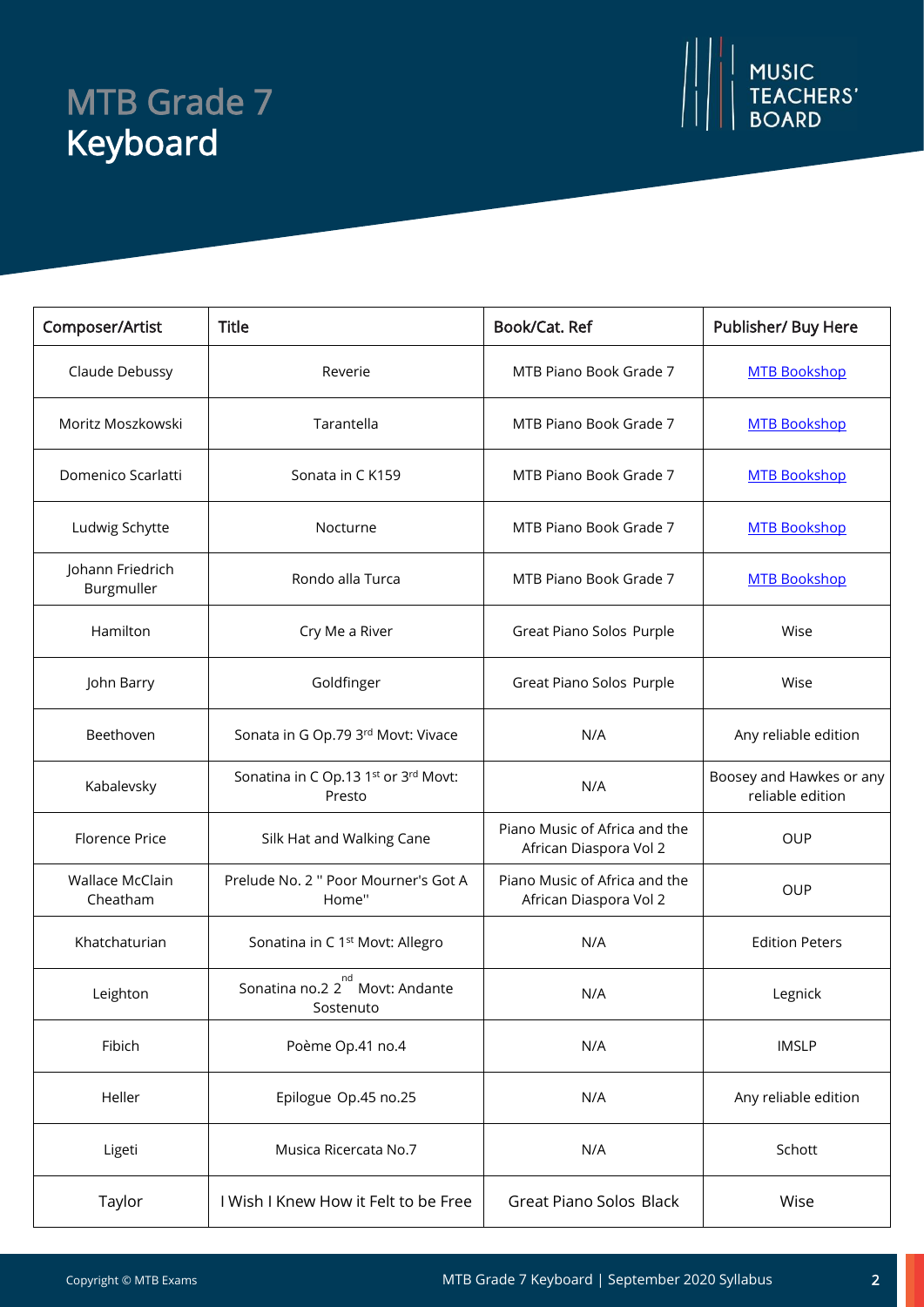# MTB Grade 7 Keyboard

| Composer/Artist | Title | Book/Cat. Ref | Publisher/ Buy Here |
|---|---|---|---|
| Claude Debussy | Reverie | MTB Piano Book Grade 7 | MTB Bookshop |
| Moritz Moszkowski | Tarantella | MTB Piano Book Grade 7 | MTB Bookshop |
| Domenico Scarlatti | Sonata in C K159 | MTB Piano Book Grade 7 | MTB Bookshop |
| Ludwig Schytte | Nocturne | MTB Piano Book Grade 7 | MTB Bookshop |
| Johann Friedrich Burgmuller | Rondo alla Turca | MTB Piano Book Grade 7 | MTB Bookshop |
| Hamilton | Cry Me a River | Great Piano Solos Purple | Wise |
| John Barry | Goldfinger | Great Piano Solos Purple | Wise |
| Beethoven | Sonata in G Op.79 3rd Movt: Vivace | N/A | Any reliable edition |
| Kabalevsky | Sonatina in C Op.13 1st or 3rd Movt: Presto | N/A | Boosey and Hawkes or any reliable edition |
| Florence Price | Silk Hat and Walking Cane | Piano Music of Africa and the African Diaspora Vol 2 | OUP |
| Wallace McClain Cheatham | Prelude No. 2 " Poor Mourner's Got A Home" | Piano Music of Africa and the African Diaspora Vol 2 | OUP |
| Khatchaturian | Sonatina in C 1st Movt: Allegro | N/A | Edition Peters |
| Leighton | Sonatina no.2 2nd Movt: Andante Sostenuto | N/A | Legnick |
| Fibich | Poème Op.41 no.4 | N/A | IMSLP |
| Heller | Epilogue Op.45 no.25 | N/A | Any reliable edition |
| Ligeti | Musica Ricercata No.7 | N/A | Schott |
| Taylor | I Wish I Knew How it Felt to be Free | Great Piano Solos Black | Wise |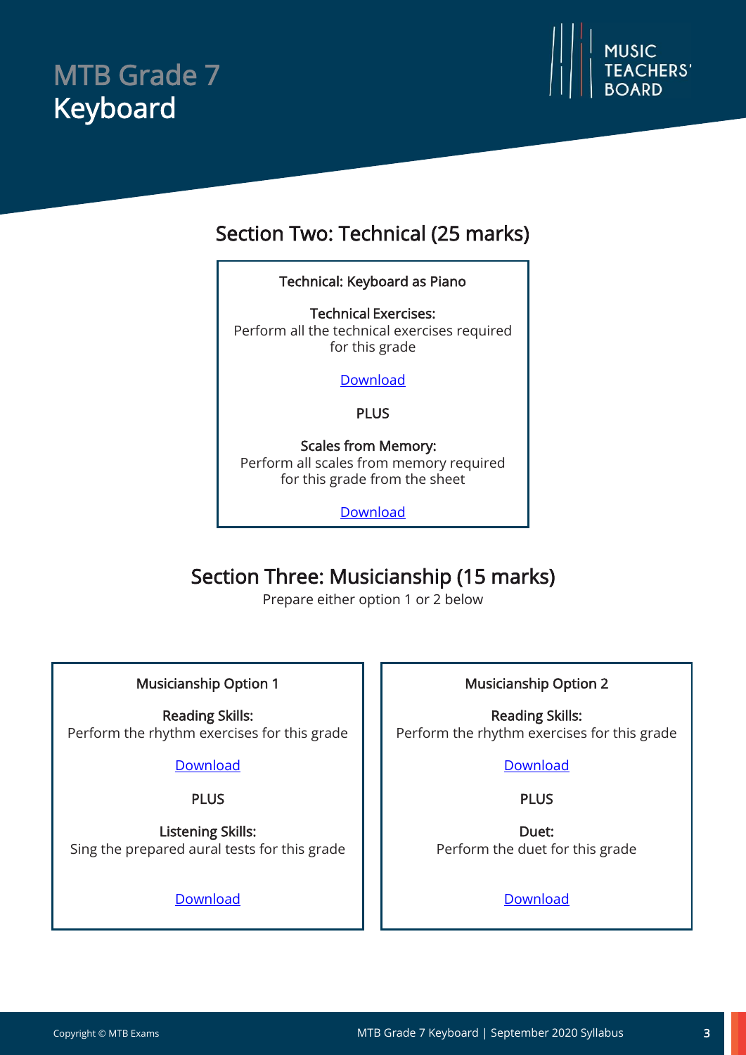# MTB Grade 7
# Keyboard

MUSIC TEACHERS' BOARD

## Section Two: Technical (25 marks)

Technical: Keyboard as Piano

**Technical Exercises:**
Perform all the technical exercises required for this grade

[Download]

PLUS

**Scales from Memory:**
Perform all scales from memory required for this grade from the sheet

[Download]

## Section Three: Musicianship (15 marks)

Prepare either option 1 or 2 below

### Musicianship Option 1

**Reading Skills:**
Perform the rhythm exercises for this grade

[Download]

PLUS

**Listening Skills:**
Sing the prepared aural tests for this grade

[Download]

### Musicianship Option 2

**Reading Skills:**
Perform the rhythm exercises for this grade

[Download]

PLUS

**Duet:**
Perform the duet for this grade

[Download]

Copyright © MTB Exams